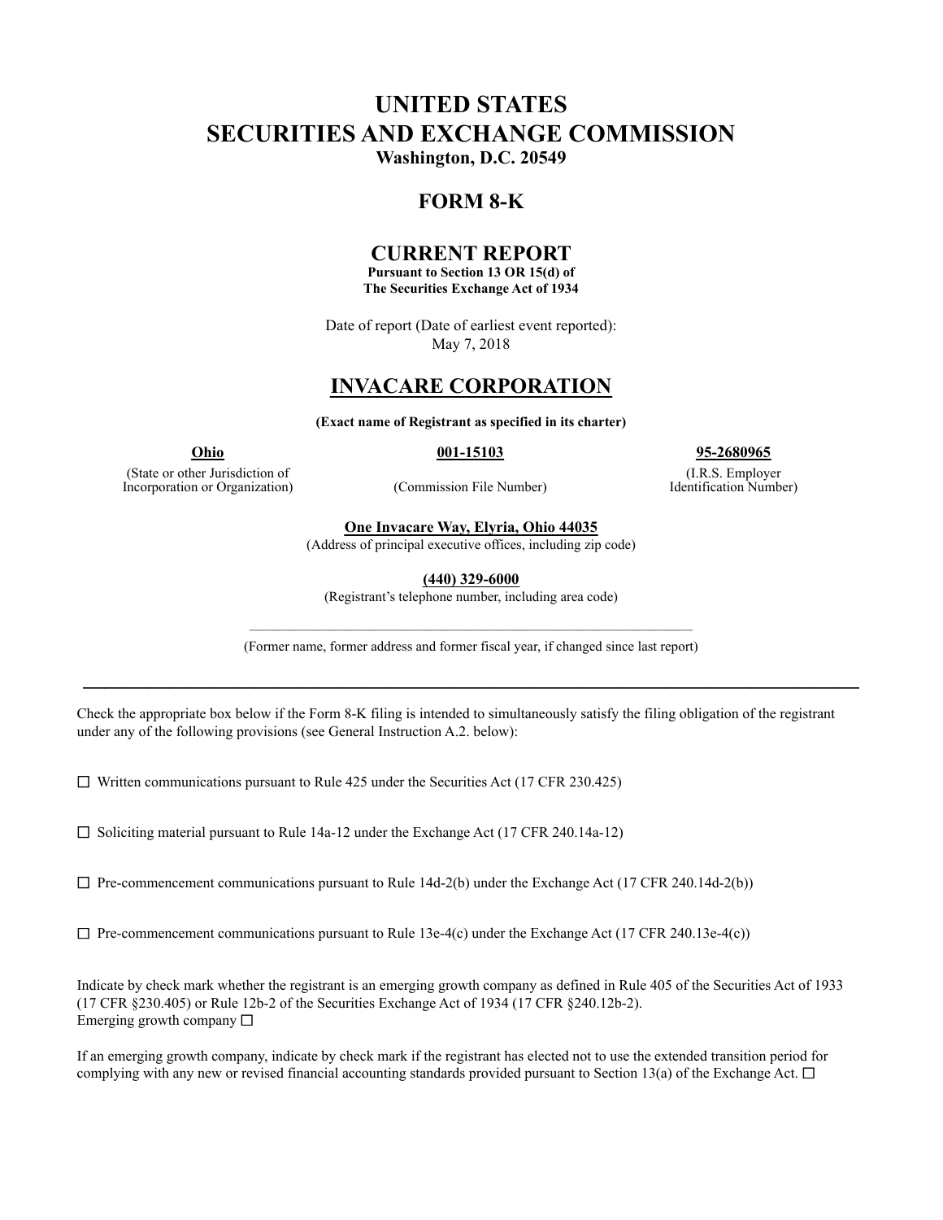# UNITED STATES
# SECURITIES AND EXCHANGE COMMISSION

**Washington, D.C. 20549**

## FORM 8-K

## CURRENT REPORT

**Pursuant to Section 13 OR 15(d) of**
**The Securities Exchange Act of 1934**

Date of report (Date of earliest event reported):
May 7, 2018

## INVACARE CORPORATION

**(Exact name of Registrant as specified in its charter)**

| **Ohio** | **001-15103** | **95-2680965** |
|---|---|---|
| (State or other Jurisdiction of Incorporation or Organization) | (Commission File Number) | (I.R.S. Employer Identification Number) |

**One Invacare Way, Elyria, Ohio 44035**
(Address of principal executive offices, including zip code)

**(440) 329-6000**
(Registrant's telephone number, including area code)

(Former name, former address and former fiscal year, if changed since last report)

---

Check the appropriate box below if the Form 8-K filing is intended to simultaneously satisfy the filing obligation of the registrant under any of the following provisions (see General Instruction A.2. below):

☐ Written communications pursuant to Rule 425 under the Securities Act (17 CFR 230.425)

☐ Soliciting material pursuant to Rule 14a-12 under the Exchange Act (17 CFR 240.14a-12)

☐ Pre-commencement communications pursuant to Rule 14d-2(b) under the Exchange Act (17 CFR 240.14d-2(b))

☐ Pre-commencement communications pursuant to Rule 13e-4(c) under the Exchange Act (17 CFR 240.13e-4(c))

Indicate by check mark whether the registrant is an emerging growth company as defined in Rule 405 of the Securities Act of 1933 (17 CFR §230.405) or Rule 12b-2 of the Securities Exchange Act of 1934 (17 CFR §240.12b-2).
Emerging growth company ☐

If an emerging growth company, indicate by check mark if the registrant has elected not to use the extended transition period for complying with any new or revised financial accounting standards provided pursuant to Section 13(a) of the Exchange Act. ☐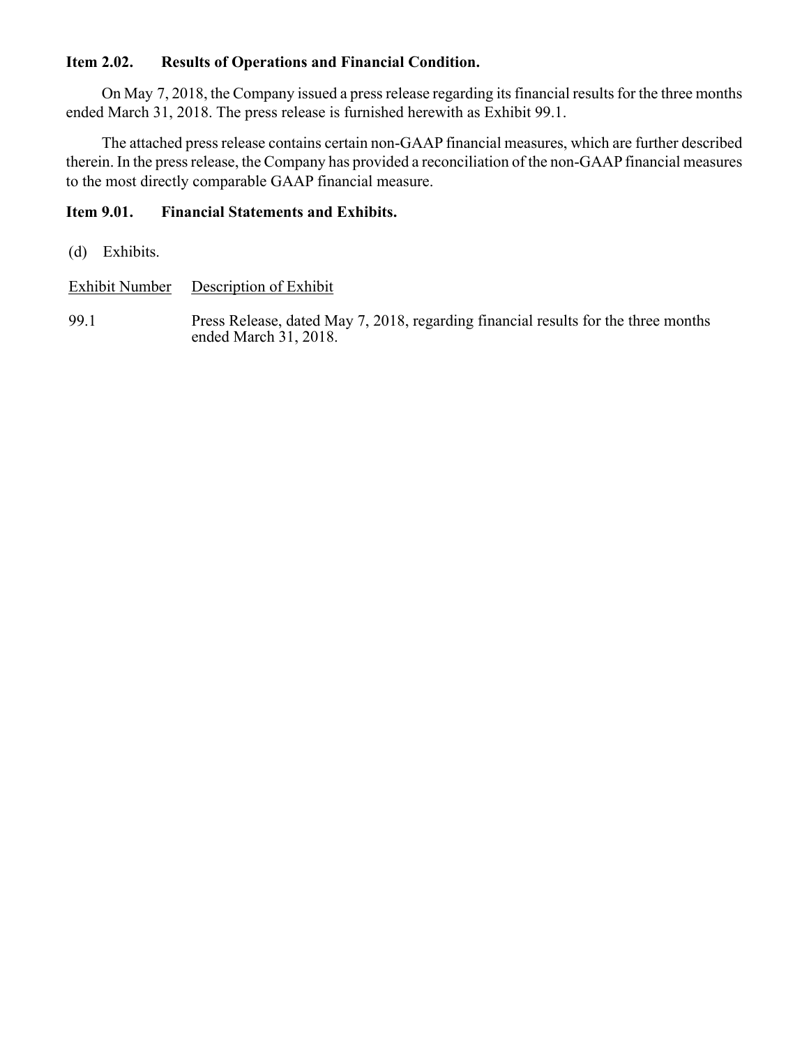**Item 2.02. Results of Operations and Financial Condition.**

On May 7, 2018, the Company issued a press release regarding its financial results for the three months ended March 31, 2018. The press release is furnished herewith as Exhibit 99.1.

The attached press release contains certain non-GAAP financial measures, which are further described therein. In the press release, the Company has provided a reconciliation of the non-GAAP financial measures to the most directly comparable GAAP financial measure.

**Item 9.01. Financial Statements and Exhibits.**

(d) Exhibits.

| Exhibit Number | Description of Exhibit |
| --- | --- |
| 99.1 | Press Release, dated May 7, 2018, regarding financial results for the three months ended March 31, 2018. |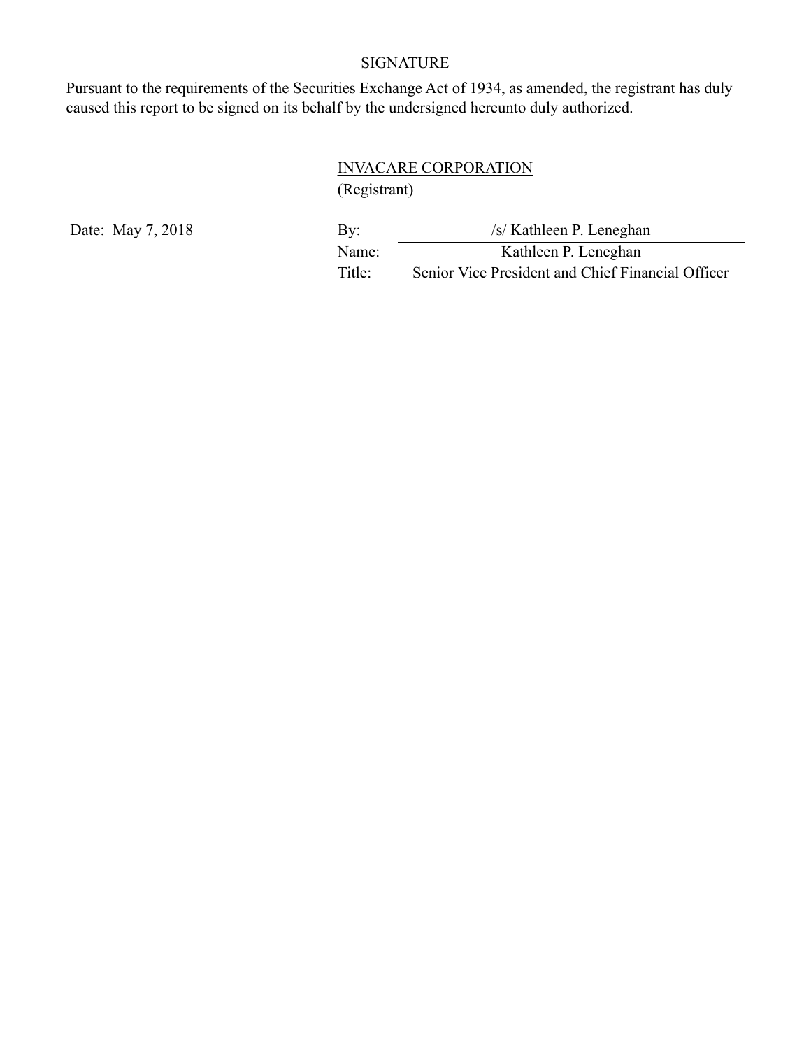## SIGNATURE

Pursuant to the requirements of the Securities Exchange Act of 1934, as amended, the registrant has duly caused this report to be signed on its behalf by the undersigned hereunto duly authorized.

INVACARE CORPORATION
(Registrant)

Date: May 7, 2018

By: /s/ Kathleen P. Leneghan
Name: Kathleen P. Leneghan
Title: Senior Vice President and Chief Financial Officer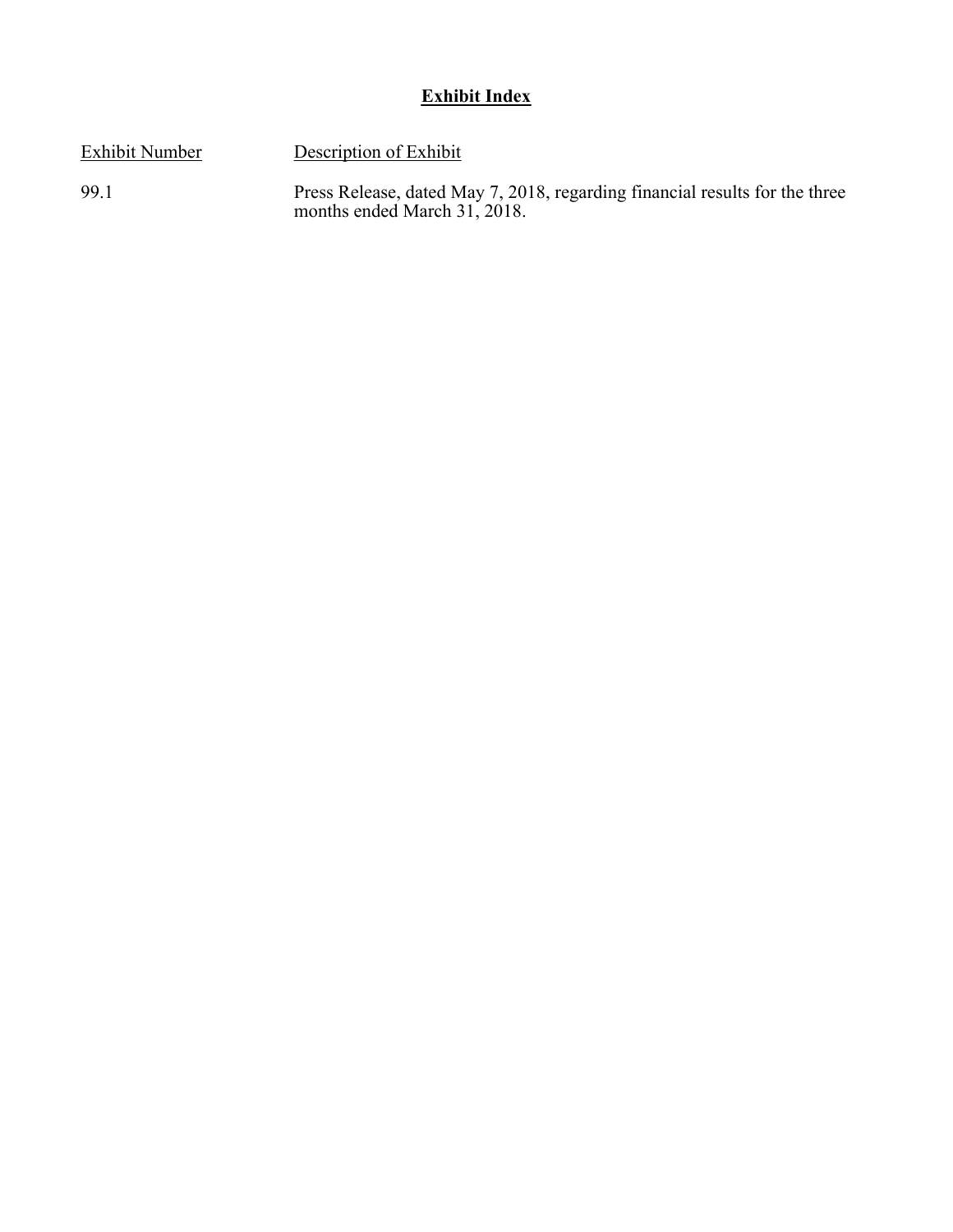# Exhibit Index

| Exhibit Number | Description of Exhibit |
|---|---|
| 99.1 | Press Release, dated May 7, 2018, regarding financial results for the three months ended March 31, 2018. |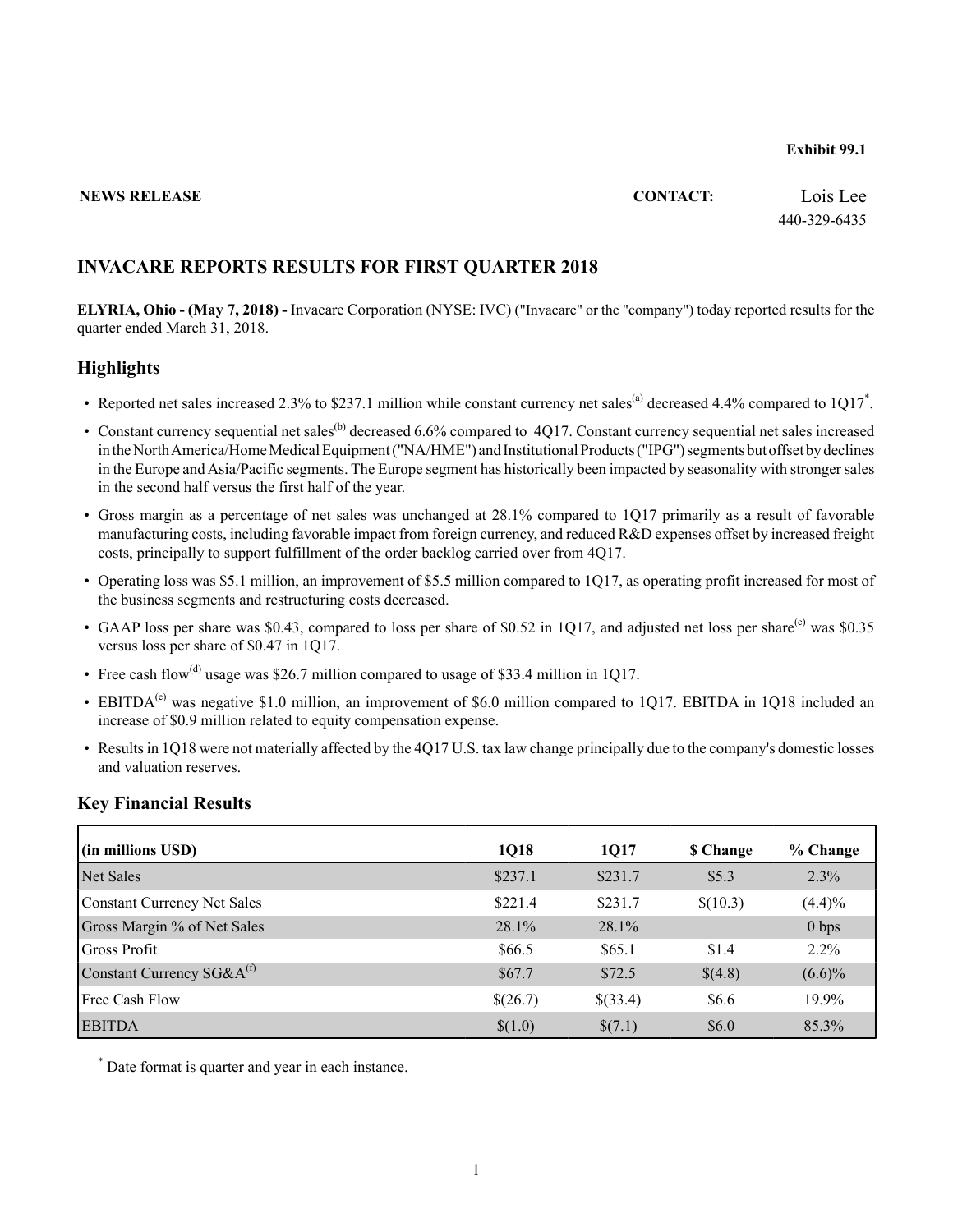**Exhibit 99.1**

**NEWS RELEASE** **CONTACT:** Lois Lee
440-329-6435

## INVACARE REPORTS RESULTS FOR FIRST QUARTER 2018

**ELYRIA, Ohio - (May 7, 2018) -** Invacare Corporation (NYSE: IVC) ("Invacare" or the "company") today reported results for the quarter ended March 31, 2018.

## Highlights

- Reported net sales increased 2.3% to $237.1 million while constant currency net sales[(a)] decreased 4.4% compared to 1Q17[*].
- Constant currency sequential net sales[(b)] decreased 6.6% compared to 4Q17. Constant currency sequential net sales increased in the North America/Home Medical Equipment ("NA/HME") and Institutional Products ("IPG") segments but offset by declines in the Europe and Asia/Pacific segments. The Europe segment has historically been impacted by seasonality with stronger sales in the second half versus the first half of the year.
- Gross margin as a percentage of net sales was unchanged at 28.1% compared to 1Q17 primarily as a result of favorable manufacturing costs, including favorable impact from foreign currency, and reduced R&D expenses offset by increased freight costs, principally to support fulfillment of the order backlog carried over from 4Q17.
- Operating loss was $5.1 million, an improvement of $5.5 million compared to 1Q17, as operating profit increased for most of the business segments and restructuring costs decreased.
- GAAP loss per share was $0.43, compared to loss per share of $0.52 in 1Q17, and adjusted net loss per share[(c)] was $0.35 versus loss per share of $0.47 in 1Q17.
- Free cash flow[(d)] usage was $26.7 million compared to usage of $33.4 million in 1Q17.
- EBITDA[(e)] was negative $1.0 million, an improvement of $6.0 million compared to 1Q17. EBITDA in 1Q18 included an increase of $0.9 million related to equity compensation expense.
- Results in 1Q18 were not materially affected by the 4Q17 U.S. tax law change principally due to the company's domestic losses and valuation reserves.

## Key Financial Results

| (in millions USD) | 1Q18 | 1Q17 | $ Change | % Change |
|---|---|---|---|---|
| Net Sales | $237.1 | $231.7 | $5.3 | 2.3% |
| Constant Currency Net Sales | $221.4 | $231.7 | $(10.3) | (4.4)% |
| Gross Margin % of Net Sales | 28.1% | 28.1% | | 0 bps |
| Gross Profit | $66.5 | $65.1 | $1.4 | 2.2% |
| Constant Currency SG&A[(f)] | $67.7 | $72.5 | $(4.8) | (6.6)% |
| Free Cash Flow | $(26.7) | $(33.4) | $6.6 | 19.9% |
| EBITDA | $(1.0) | $(7.1) | $6.0 | 85.3% |

[*] Date format is quarter and year in each instance.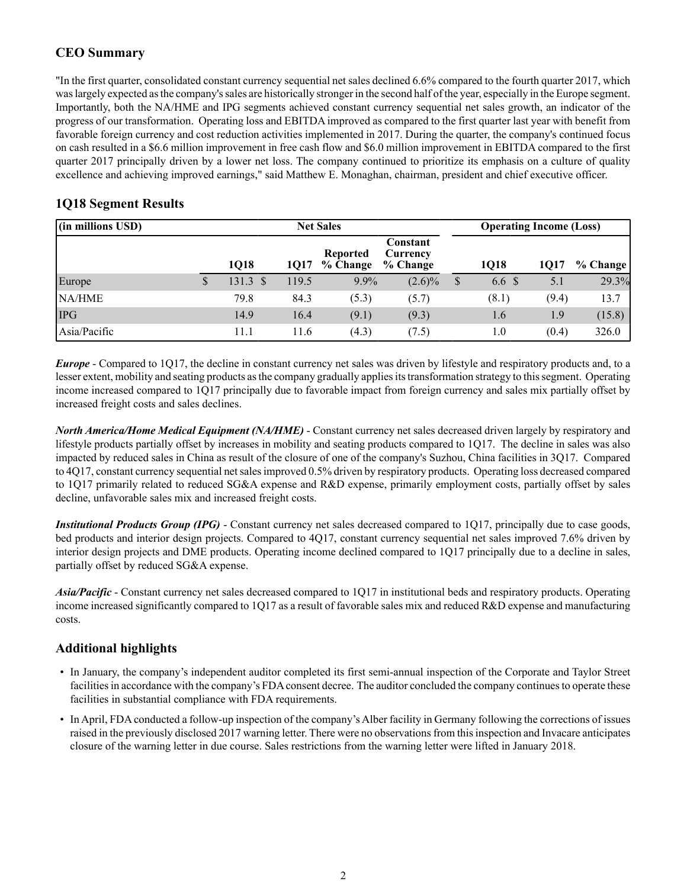## CEO Summary

"In the first quarter, consolidated constant currency sequential net sales declined 6.6% compared to the fourth quarter 2017, which was largely expected as the company's sales are historically stronger in the second half of the year, especially in the Europe segment. Importantly, both the NA/HME and IPG segments achieved constant currency sequential net sales growth, an indicator of the progress of our transformation. Operating loss and EBITDA improved as compared to the first quarter last year with benefit from favorable foreign currency and cost reduction activities implemented in 2017. During the quarter, the company's continued focus on cash resulted in a $6.6 million improvement in free cash flow and $6.0 million improvement in EBITDA compared to the first quarter 2017 principally driven by a lower net loss. The company continued to prioritize its emphasis on a culture of quality excellence and achieving improved earnings," said Matthew E. Monaghan, chairman, president and chief executive officer.

## 1Q18 Segment Results

| (in millions USD) | Net Sales | | | | Operating Income (Loss) | | |
|---|---|---|---|---|---|---|---|
| | 1Q18 | 1Q17 | Reported % Change | Constant Currency % Change | 1Q18 | 1Q17 | % Change |
| Europe | $ 131.3 | $ 119.5 | 9.9% | (2.6)% | $ 6.6 | $ 5.1 | 29.3% |
| NA/HME | 79.8 | 84.3 | (5.3) | (5.7) | (8.1) | (9.4) | 13.7 |
| IPG | 14.9 | 16.4 | (9.1) | (9.3) | 1.6 | 1.9 | (15.8) |
| Asia/Pacific | 11.1 | 11.6 | (4.3) | (7.5) | 1.0 | (0.4) | 326.0 |

***Europe*** - Compared to 1Q17, the decline in constant currency net sales was driven by lifestyle and respiratory products and, to a lesser extent, mobility and seating products as the company gradually applies its transformation strategy to this segment. Operating income increased compared to 1Q17 principally due to favorable impact from foreign currency and sales mix partially offset by increased freight costs and sales declines.

***North America/Home Medical Equipment (NA/HME)*** - Constant currency net sales decreased driven largely by respiratory and lifestyle products partially offset by increases in mobility and seating products compared to 1Q17. The decline in sales was also impacted by reduced sales in China as result of the closure of one of the company's Suzhou, China facilities in 3Q17. Compared to 4Q17, constant currency sequential net sales improved 0.5% driven by respiratory products. Operating loss decreased compared to 1Q17 primarily related to reduced SG&A expense and R&D expense, primarily employment costs, partially offset by sales decline, unfavorable sales mix and increased freight costs.

***Institutional Products Group (IPG)*** - Constant currency net sales decreased compared to 1Q17, principally due to case goods, bed products and interior design projects. Compared to 4Q17, constant currency sequential net sales improved 7.6% driven by interior design projects and DME products. Operating income declined compared to 1Q17 principally due to a decline in sales, partially offset by reduced SG&A expense.

***Asia/Pacific*** - Constant currency net sales decreased compared to 1Q17 in institutional beds and respiratory products. Operating income increased significantly compared to 1Q17 as a result of favorable sales mix and reduced R&D expense and manufacturing costs.

## Additional highlights

- In January, the company's independent auditor completed its first semi-annual inspection of the Corporate and Taylor Street facilities in accordance with the company's FDA consent decree. The auditor concluded the company continues to operate these facilities in substantial compliance with FDA requirements.
- In April, FDA conducted a follow-up inspection of the company's Alber facility in Germany following the corrections of issues raised in the previously disclosed 2017 warning letter. There were no observations from this inspection and Invacare anticipates closure of the warning letter in due course. Sales restrictions from the warning letter were lifted in January 2018.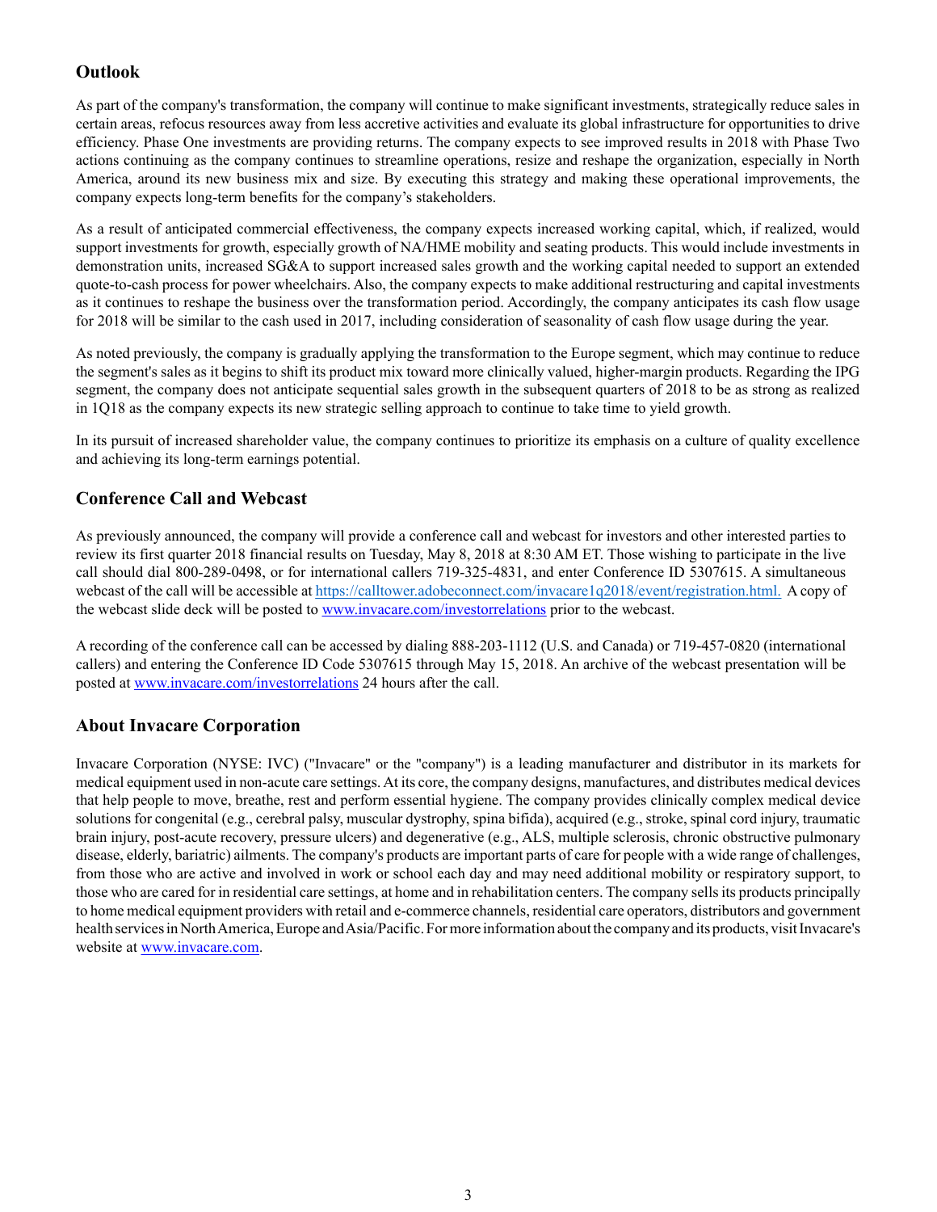## Outlook

As part of the company's transformation, the company will continue to make significant investments, strategically reduce sales in certain areas, refocus resources away from less accretive activities and evaluate its global infrastructure for opportunities to drive efficiency. Phase One investments are providing returns. The company expects to see improved results in 2018 with Phase Two actions continuing as the company continues to streamline operations, resize and reshape the organization, especially in North America, around its new business mix and size. By executing this strategy and making these operational improvements, the company expects long-term benefits for the company's stakeholders.

As a result of anticipated commercial effectiveness, the company expects increased working capital, which, if realized, would support investments for growth, especially growth of NA/HME mobility and seating products. This would include investments in demonstration units, increased SG&A to support increased sales growth and the working capital needed to support an extended quote-to-cash process for power wheelchairs. Also, the company expects to make additional restructuring and capital investments as it continues to reshape the business over the transformation period. Accordingly, the company anticipates its cash flow usage for 2018 will be similar to the cash used in 2017, including consideration of seasonality of cash flow usage during the year.

As noted previously, the company is gradually applying the transformation to the Europe segment, which may continue to reduce the segment's sales as it begins to shift its product mix toward more clinically valued, higher-margin products. Regarding the IPG segment, the company does not anticipate sequential sales growth in the subsequent quarters of 2018 to be as strong as realized in 1Q18 as the company expects its new strategic selling approach to continue to take time to yield growth.

In its pursuit of increased shareholder value, the company continues to prioritize its emphasis on a culture of quality excellence and achieving its long-term earnings potential.

## Conference Call and Webcast

As previously announced, the company will provide a conference call and webcast for investors and other interested parties to review its first quarter 2018 financial results on Tuesday, May 8, 2018 at 8:30 AM ET. Those wishing to participate in the live call should dial 800-289-0498, or for international callers 719-325-4831, and enter Conference ID 5307615. A simultaneous webcast of the call will be accessible at https://calltower.adobeconnect.com/invacare1q2018/event/registration.html. A copy of the webcast slide deck will be posted to www.invacare.com/investorrelations prior to the webcast.

A recording of the conference call can be accessed by dialing 888-203-1112 (U.S. and Canada) or 719-457-0820 (international callers) and entering the Conference ID Code 5307615 through May 15, 2018. An archive of the webcast presentation will be posted at www.invacare.com/investorrelations 24 hours after the call.

## About Invacare Corporation

Invacare Corporation (NYSE: IVC) ("Invacare" or the "company") is a leading manufacturer and distributor in its markets for medical equipment used in non-acute care settings. At its core, the company designs, manufactures, and distributes medical devices that help people to move, breathe, rest and perform essential hygiene. The company provides clinically complex medical device solutions for congenital (e.g., cerebral palsy, muscular dystrophy, spina bifida), acquired (e.g., stroke, spinal cord injury, traumatic brain injury, post-acute recovery, pressure ulcers) and degenerative (e.g., ALS, multiple sclerosis, chronic obstructive pulmonary disease, elderly, bariatric) ailments. The company's products are important parts of care for people with a wide range of challenges, from those who are active and involved in work or school each day and may need additional mobility or respiratory support, to those who are cared for in residential care settings, at home and in rehabilitation centers. The company sells its products principally to home medical equipment providers with retail and e-commerce channels, residential care operators, distributors and government health services in North America, Europe and Asia/Pacific. For more information about the company and its products, visit Invacare's website at www.invacare.com.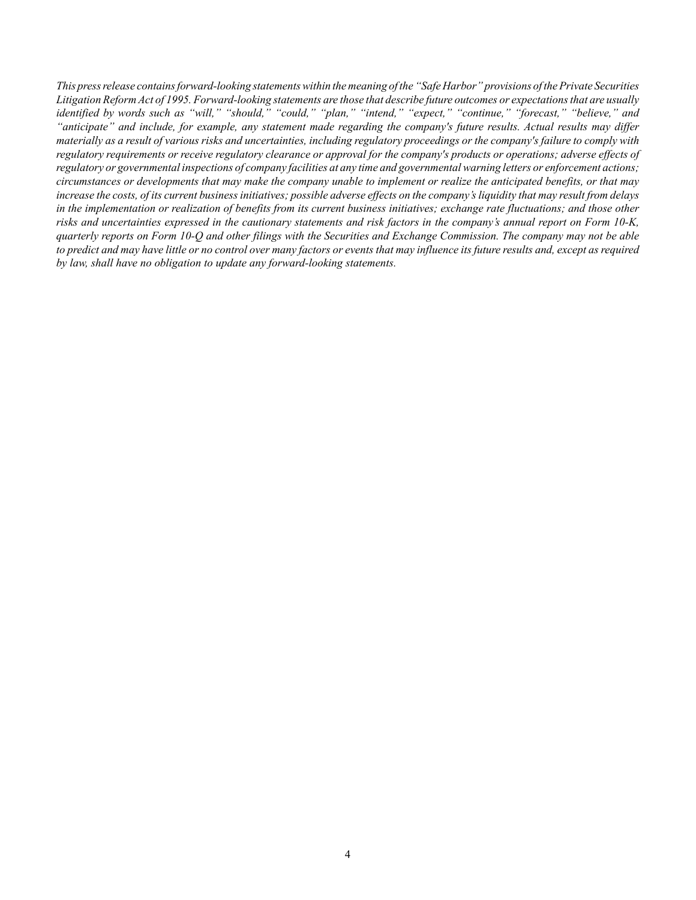*This press release contains forward-looking statements within the meaning of the "Safe Harbor" provisions of the Private Securities Litigation Reform Act of 1995. Forward-looking statements are those that describe future outcomes or expectations that are usually identified by words such as "will," "should," "could," "plan," "intend," "expect," "continue," "forecast," "believe," and "anticipate" and include, for example, any statement made regarding the company's future results. Actual results may differ materially as a result of various risks and uncertainties, including regulatory proceedings or the company's failure to comply with regulatory requirements or receive regulatory clearance or approval for the company's products or operations; adverse effects of regulatory or governmental inspections of company facilities at any time and governmental warning letters or enforcement actions; circumstances or developments that may make the company unable to implement or realize the anticipated benefits, or that may increase the costs, of its current business initiatives; possible adverse effects on the company's liquidity that may result from delays in the implementation or realization of benefits from its current business initiatives; exchange rate fluctuations; and those other risks and uncertainties expressed in the cautionary statements and risk factors in the company's annual report on Form 10-K, quarterly reports on Form 10-Q and other filings with the Securities and Exchange Commission. The company may not be able to predict and may have little or no control over many factors or events that may influence its future results and, except as required by law, shall have no obligation to update any forward-looking statements.*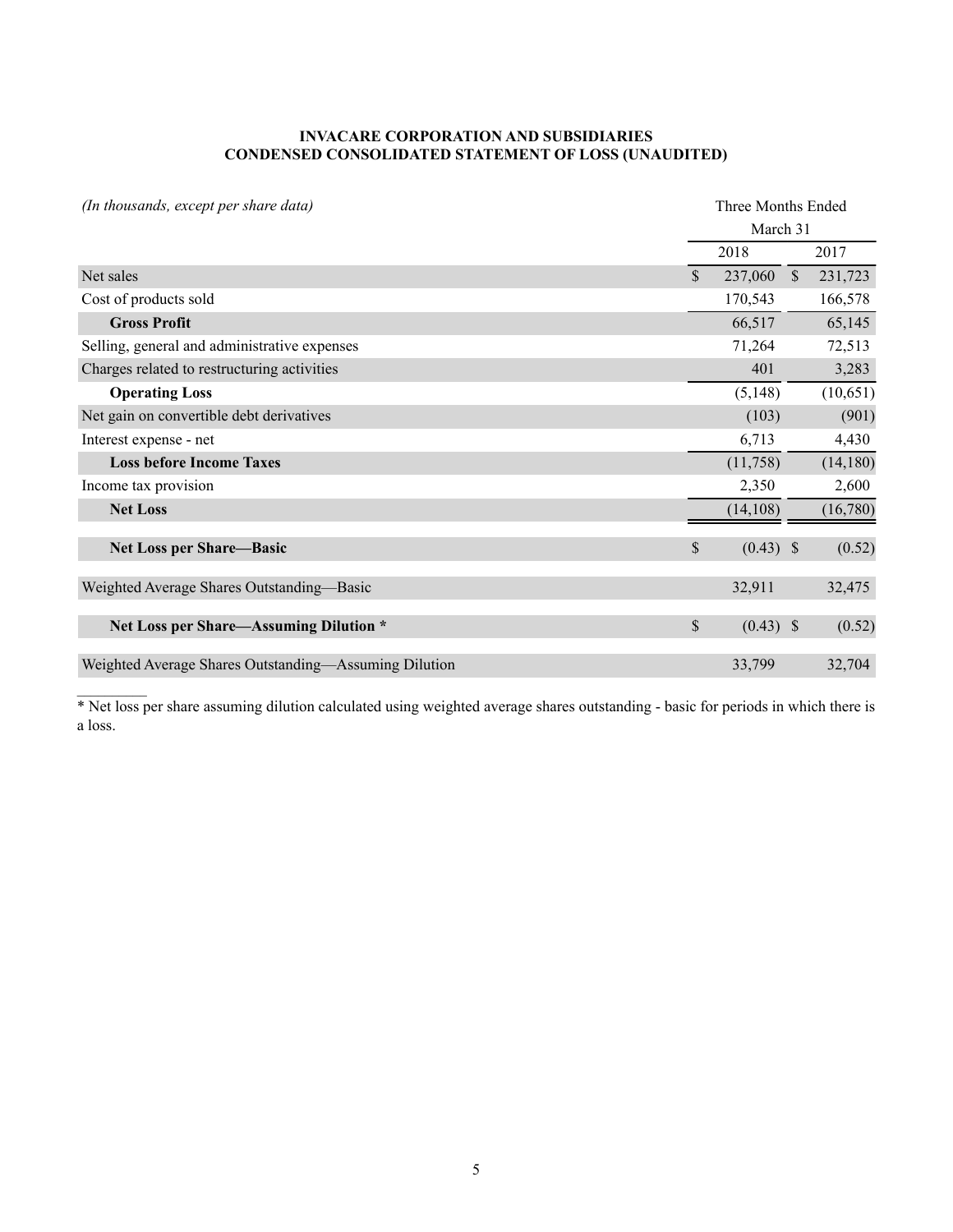**INVACARE CORPORATION AND SUBSIDIARIES**
**CONDENSED CONSOLIDATED STATEMENT OF LOSS (UNAUDITED)**

| *(In thousands, except per share data)* | Three Months Ended March 31 | |
|---|---|---|
| | 2018 | 2017 |
| Net sales | $ 237,060 | $ 231,723 |
| Cost of products sold | 170,543 | 166,578 |
| **Gross Profit** | 66,517 | 65,145 |
| Selling, general and administrative expenses | 71,264 | 72,513 |
| Charges related to restructuring activities | 401 | 3,283 |
| **Operating Loss** | (5,148) | (10,651) |
| Net gain on convertible debt derivatives | (103) | (901) |
| Interest expense - net | 6,713 | 4,430 |
| **Loss before Income Taxes** | (11,758) | (14,180) |
| Income tax provision | 2,350 | 2,600 |
| **Net Loss** | (14,108) | (16,780) |
| **Net Loss per Share—Basic** | $ (0.43) | $ (0.52) |
| Weighted Average Shares Outstanding—Basic | 32,911 | 32,475 |
| **Net Loss per Share—Assuming Dilution *** | $ (0.43) | $ (0.52) |
| Weighted Average Shares Outstanding—Assuming Dilution | 33,799 | 32,704 |

* Net loss per share assuming dilution calculated using weighted average shares outstanding - basic for periods in which there is a loss.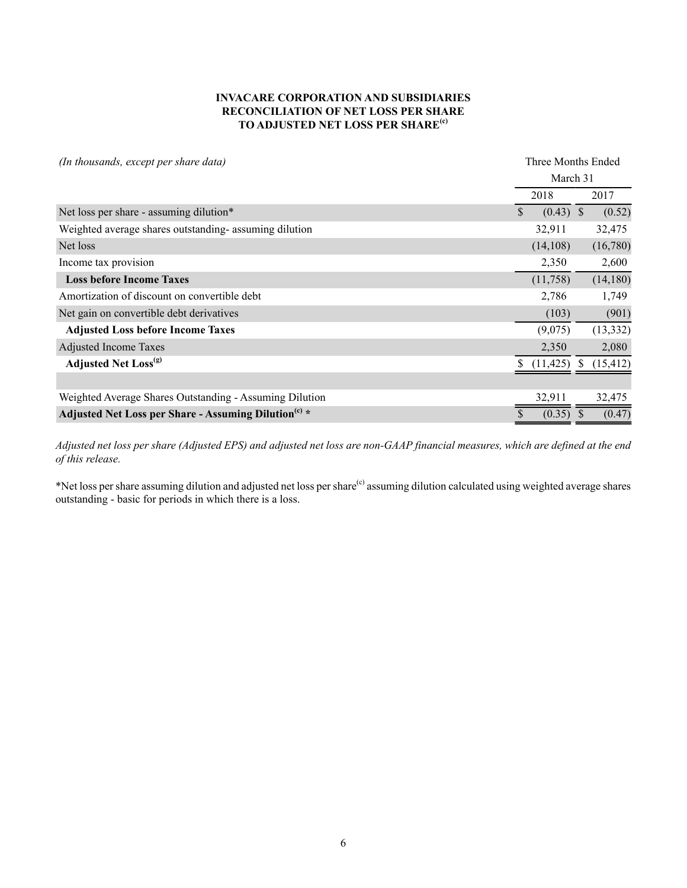**INVACARE CORPORATION AND SUBSIDIARIES**
**RECONCILIATION OF NET LOSS PER SHARE**
**TO ADJUSTED NET LOSS PER SHARE[(c)]**

| *(In thousands, except per share data)* | Three Months Ended March 31 | |
|---|---|---|
| | 2018 | 2017 |
| Net loss per share - assuming dilution* | $ (0.43) | $ (0.52) |
| Weighted average shares outstanding- assuming dilution | 32,911 | 32,475 |
| Net loss | (14,108) | (16,780) |
| Income tax provision | 2,350 | 2,600 |
| **Loss before Income Taxes** | (11,758) | (14,180) |
| Amortization of discount on convertible debt | 2,786 | 1,749 |
| Net gain on convertible debt derivatives | (103) | (901) |
| **Adjusted Loss before Income Taxes** | (9,075) | (13,332) |
| Adjusted Income Taxes | 2,350 | 2,080 |
| **Adjusted Net Loss[(g)]** | $ (11,425) | $ (15,412) |
| | | |
| Weighted Average Shares Outstanding - Assuming Dilution | 32,911 | 32,475 |
| **Adjusted Net Loss per Share - Assuming Dilution[(c)] *** | $ (0.35) | $ (0.47) |

*Adjusted net loss per share (Adjusted EPS) and adjusted net loss are non-GAAP financial measures, which are defined at the end of this release.*

*Net loss per share assuming dilution and adjusted net loss per share[(c)] assuming dilution calculated using weighted average shares outstanding - basic for periods in which there is a loss.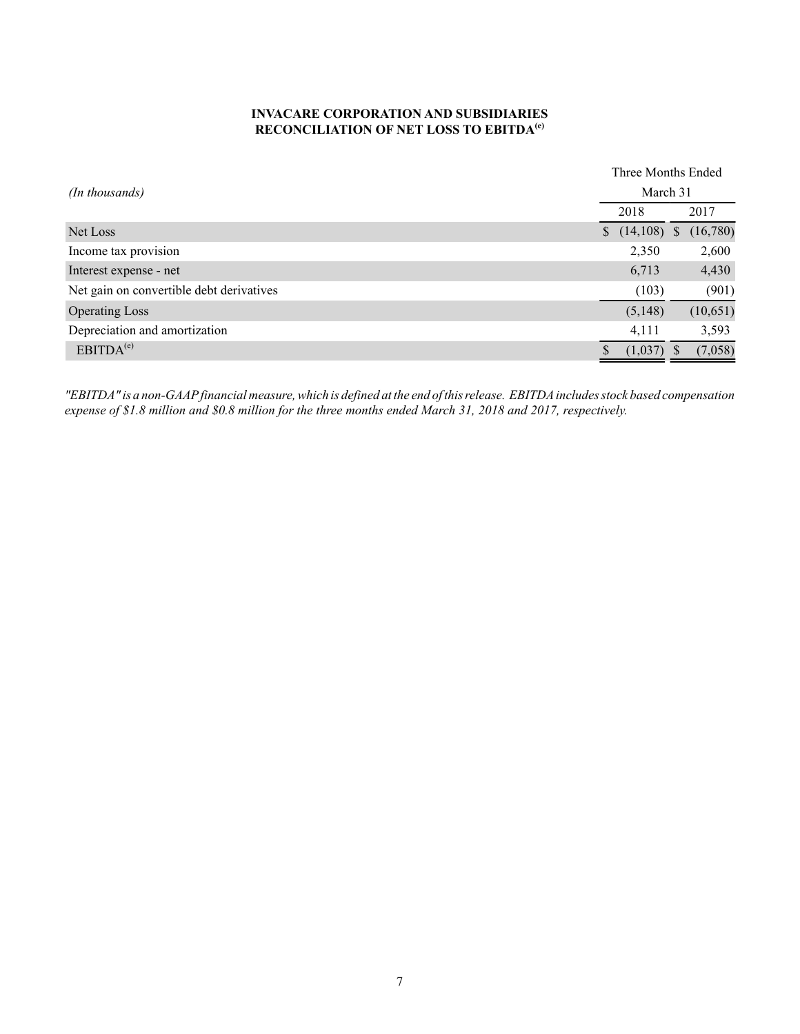**INVACARE CORPORATION AND SUBSIDIARIES**
**RECONCILIATION OF NET LOSS TO EBITDA[e]**

| *(In thousands)* | Three Months Ended March 31 | |
|---|---|---|
| | 2018 | 2017 |
| Net Loss | $ (14,108) | $ (16,780) |
| Income tax provision | 2,350 | 2,600 |
| Interest expense - net | 6,713 | 4,430 |
| Net gain on convertible debt derivatives | (103) | (901) |
| Operating Loss | (5,148) | (10,651) |
| Depreciation and amortization | 4,111 | 3,593 |
| EBITDA[e] | $ (1,037) | $ (7,058) |

*"EBITDA" is a non-GAAP financial measure, which is defined at the end of this release. EBITDA includes stock based compensation expense of $1.8 million and $0.8 million for the three months ended March 31, 2018 and 2017, respectively.*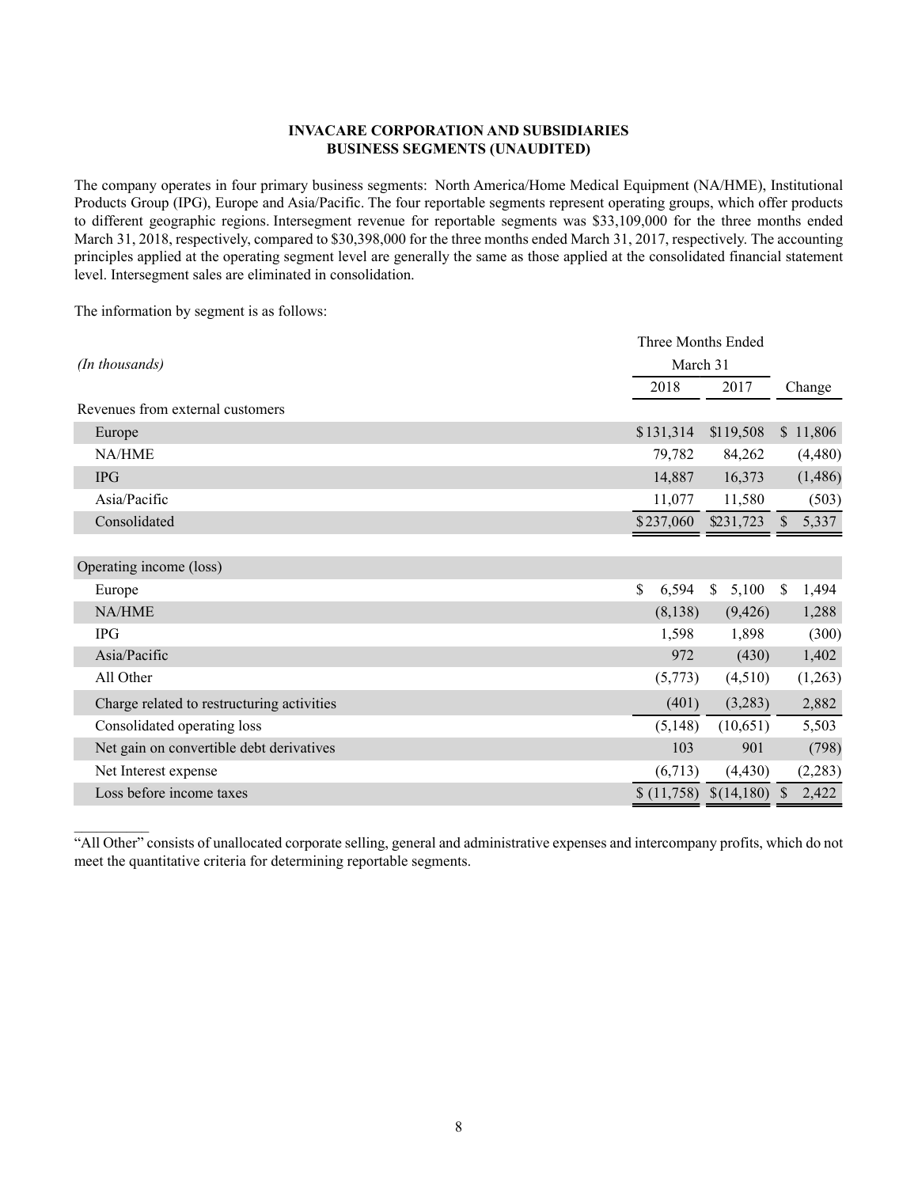**INVACARE CORPORATION AND SUBSIDIARIES**
**BUSINESS SEGMENTS (UNAUDITED)**

The company operates in four primary business segments: North America/Home Medical Equipment (NA/HME), Institutional Products Group (IPG), Europe and Asia/Pacific. The four reportable segments represent operating groups, which offer products to different geographic regions. Intersegment revenue for reportable segments was $33,109,000 for the three months ended March 31, 2018, respectively, compared to $30,398,000 for the three months ended March 31, 2017, respectively. The accounting principles applied at the operating segment level are generally the same as those applied at the consolidated financial statement level. Intersegment sales are eliminated in consolidation.

The information by segment is as follows:

| *(In thousands)* | Three Months Ended March 31 | | |
|---|---|---|---|
| | 2018 | 2017 | Change |
| Revenues from external customers | | | |
| Europe | $131,314 | $119,508 | $ 11,806 |
| NA/HME | 79,782 | 84,262 | (4,480) |
| IPG | 14,887 | 16,373 | (1,486) |
| Asia/Pacific | 11,077 | 11,580 | (503) |
| Consolidated | $237,060 | $231,723 | $ 5,337 |
| | | | |
| Operating income (loss) | | | |
| Europe | $ 6,594 | $ 5,100 | $ 1,494 |
| NA/HME | (8,138) | (9,426) | 1,288 |
| IPG | 1,598 | 1,898 | (300) |
| Asia/Pacific | 972 | (430) | 1,402 |
| All Other | (5,773) | (4,510) | (1,263) |
| Charge related to restructuring activities | (401) | (3,283) | 2,882 |
| Consolidated operating loss | (5,148) | (10,651) | 5,503 |
| Net gain on convertible debt derivatives | 103 | 901 | (798) |
| Net Interest expense | (6,713) | (4,430) | (2,283) |
| Loss before income taxes | $ (11,758) | $(14,180) | $ 2,422 |

---

"All Other" consists of unallocated corporate selling, general and administrative expenses and intercompany profits, which do not meet the quantitative criteria for determining reportable segments.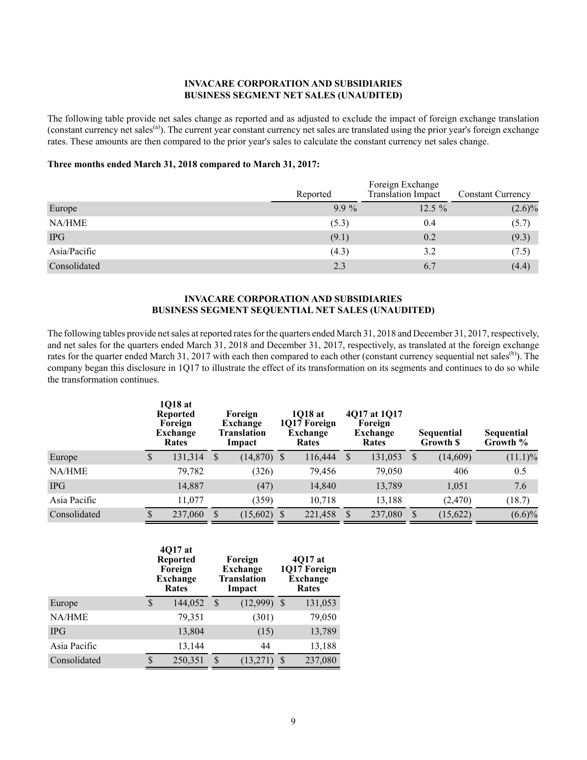## INVACARE CORPORATION AND SUBSIDIARIES
## BUSINESS SEGMENT NET SALES (UNAUDITED)

The following table provide net sales change as reported and as adjusted to exclude the impact of foreign exchange translation (constant currency net sales[(a)]). The current year constant currency net sales are translated using the prior year's foreign exchange rates. These amounts are then compared to the prior year's sales to calculate the constant currency net sales change.

**Three months ended March 31, 2018 compared to March 31, 2017:**

| | Reported | Foreign Exchange Translation Impact | Constant Currency |
|---|---|---|---|
| Europe | 9.9 % | 12.5 % | (2.6)% |
| NA/HME | (5.3) | 0.4 | (5.7) |
| IPG | (9.1) | 0.2 | (9.3) |
| Asia/Pacific | (4.3) | 3.2 | (7.5) |
| Consolidated | 2.3 | 6.7 | (4.4) |

## INVACARE CORPORATION AND SUBSIDIARIES
## BUSINESS SEGMENT SEQUENTIAL NET SALES (UNAUDITED)

The following tables provide net sales at reported rates for the quarters ended March 31, 2018 and December 31, 2017, respectively, and net sales for the quarters ended March 31, 2018 and December 31, 2017, respectively, as translated at the foreign exchange rates for the quarter ended March 31, 2017 with each then compared to each other (constant currency sequential net sales[(b)]). The company began this disclosure in 1Q17 to illustrate the effect of its transformation on its segments and continues to do so while the transformation continues.

| | 1Q18 at Reported Foreign Exchange Rates | Foreign Exchange Translation Impact | 1Q18 at 1Q17 Foreign Exchange Rates | 4Q17 at 1Q17 Foreign Exchange Rates | Sequential Growth $ | Sequential Growth % |
|---|---|---|---|---|---|---|
| Europe | $ 131,314 | $ (14,870) | $ 116,444 | $ 131,053 | $ (14,609) | (11.1)% |
| NA/HME | 79,782 | (326) | 79,456 | 79,050 | 406 | 0.5 |
| IPG | 14,887 | (47) | 14,840 | 13,789 | 1,051 | 7.6 |
| Asia Pacific | 11,077 | (359) | 10,718 | 13,188 | (2,470) | (18.7) |
| Consolidated | $ 237,060 | $ (15,602) | $ 221,458 | $ 237,080 | $ (15,622) | (6.6)% |

| | 4Q17 at Reported Foreign Exchange Rates | Foreign Exchange Translation Impact | 4Q17 at 1Q17 Foreign Exchange Rates |
|---|---|---|---|
| Europe | $ 144,052 | $ (12,999) | $ 131,053 |
| NA/HME | 79,351 | (301) | 79,050 |
| IPG | 13,804 | (15) | 13,789 |
| Asia Pacific | 13,144 | 44 | 13,188 |
| Consolidated | $ 250,351 | $ (13,271) | $ 237,080 |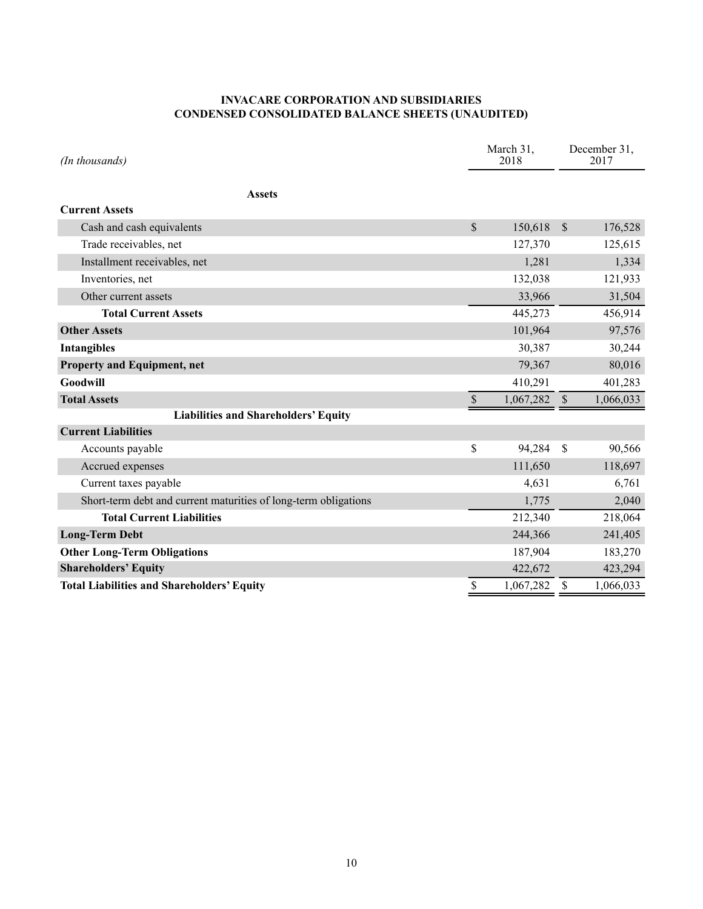## INVACARE CORPORATION AND SUBSIDIARIES
## CONDENSED CONSOLIDATED BALANCE SHEETS (UNAUDITED)

| *(In thousands)* | March 31, 2018 | December 31, 2017 |
|---|---|---|
| **Assets** | | |
| **Current Assets** | | |
| Cash and cash equivalents | $ 150,618 | $ 176,528 |
| Trade receivables, net | 127,370 | 125,615 |
| Installment receivables, net | 1,281 | 1,334 |
| Inventories, net | 132,038 | 121,933 |
| Other current assets | 33,966 | 31,504 |
| **Total Current Assets** | 445,273 | 456,914 |
| **Other Assets** | 101,964 | 97,576 |
| **Intangibles** | 30,387 | 30,244 |
| **Property and Equipment, net** | 79,367 | 80,016 |
| **Goodwill** | 410,291 | 401,283 |
| **Total Assets** | $ 1,067,282 | $ 1,066,033 |
| **Liabilities and Shareholders' Equity** | | |
| **Current Liabilities** | | |
| Accounts payable | $ 94,284 | $ 90,566 |
| Accrued expenses | 111,650 | 118,697 |
| Current taxes payable | 4,631 | 6,761 |
| Short-term debt and current maturities of long-term obligations | 1,775 | 2,040 |
| **Total Current Liabilities** | 212,340 | 218,064 |
| **Long-Term Debt** | 244,366 | 241,405 |
| **Other Long-Term Obligations** | 187,904 | 183,270 |
| **Shareholders' Equity** | 422,672 | 423,294 |
| **Total Liabilities and Shareholders' Equity** | $ 1,067,282 | $ 1,066,033 |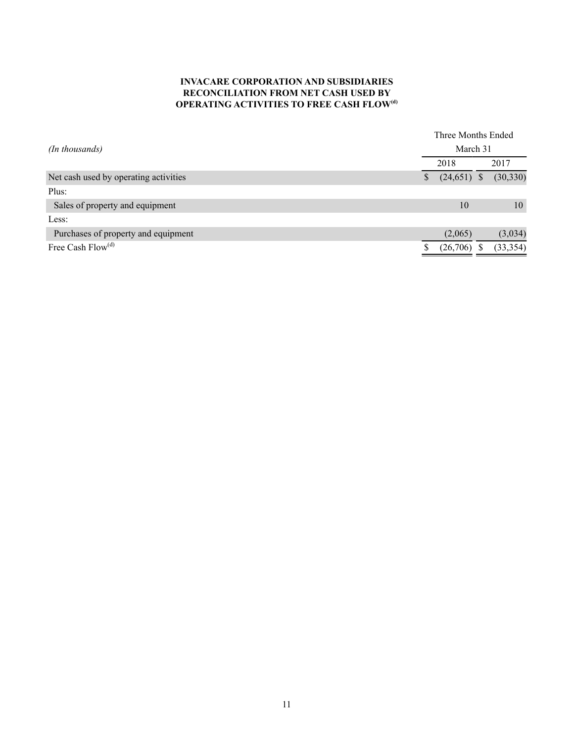**INVACARE CORPORATION AND SUBSIDIARIES**
**RECONCILIATION FROM NET CASH USED BY**
**OPERATING ACTIVITIES TO FREE CASH FLOW[(d)]**

| *(In thousands)* | Three Months Ended March 31 | |
|---|---|---|
| | 2018 | 2017 |
| Net cash used by operating activities | $ (24,651) | $ (30,330) |
| Plus: | | |
| Sales of property and equipment | 10 | 10 |
| Less: | | |
| Purchases of property and equipment | (2,065) | (3,034) |
| Free Cash Flow[(d)] | $ (26,706) | $ (33,354) |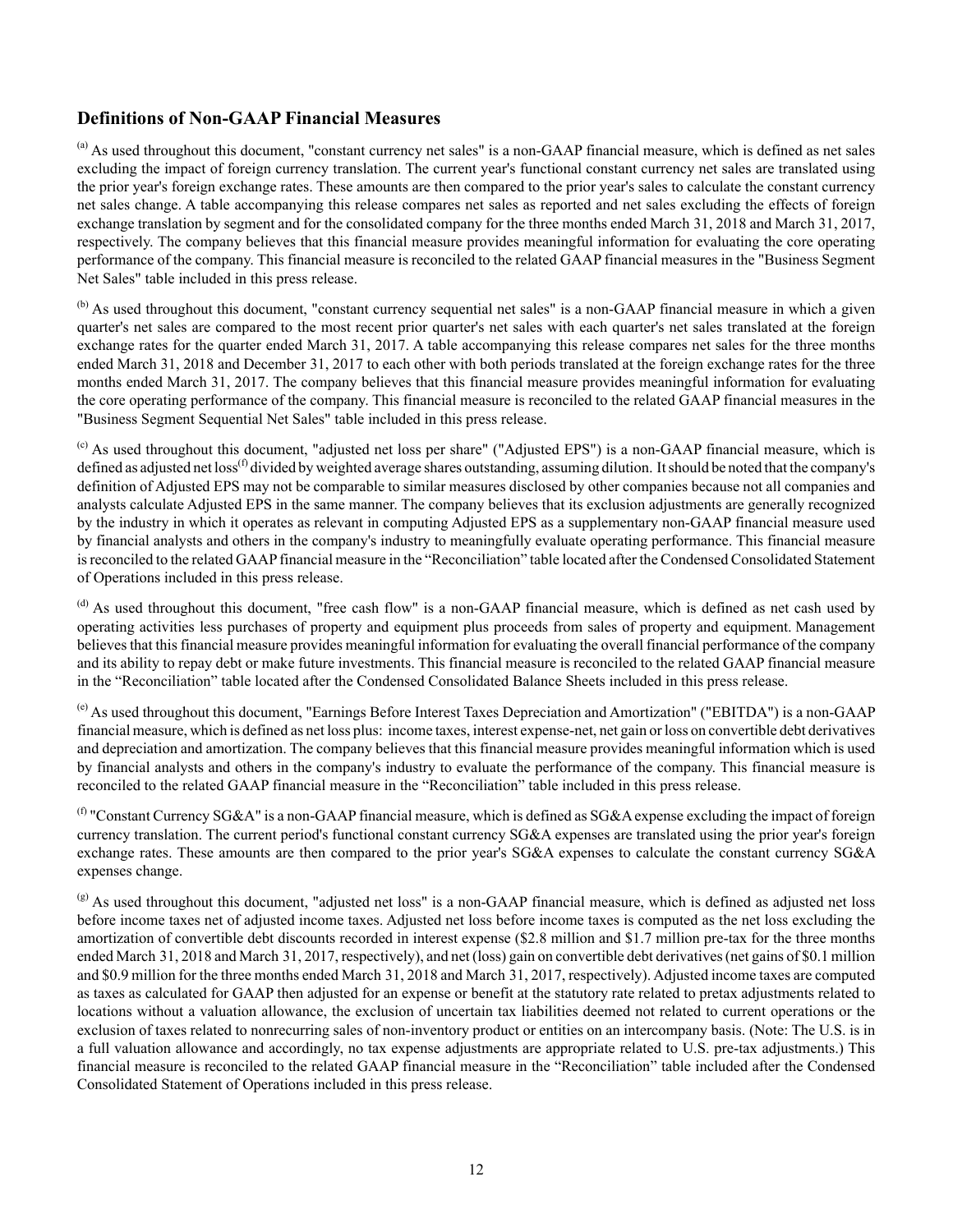## Definitions of Non-GAAP Financial Measures

[a] As used throughout this document, "constant currency net sales" is a non-GAAP financial measure, which is defined as net sales excluding the impact of foreign currency translation. The current year's functional constant currency net sales are translated using the prior year's foreign exchange rates. These amounts are then compared to the prior year's sales to calculate the constant currency net sales change. A table accompanying this release compares net sales as reported and net sales excluding the effects of foreign exchange translation by segment and for the consolidated company for the three months ended March 31, 2018 and March 31, 2017, respectively. The company believes that this financial measure provides meaningful information for evaluating the core operating performance of the company. This financial measure is reconciled to the related GAAP financial measures in the "Business Segment Net Sales" table included in this press release.

[b] As used throughout this document, "constant currency sequential net sales" is a non-GAAP financial measure in which a given quarter's net sales are compared to the most recent prior quarter's net sales with each quarter's net sales translated at the foreign exchange rates for the quarter ended March 31, 2017. A table accompanying this release compares net sales for the three months ended March 31, 2018 and December 31, 2017 to each other with both periods translated at the foreign exchange rates for the three months ended March 31, 2017. The company believes that this financial measure provides meaningful information for evaluating the core operating performance of the company. This financial measure is reconciled to the related GAAP financial measures in the "Business Segment Sequential Net Sales" table included in this press release.

[c] As used throughout this document, "adjusted net loss per share" ("Adjusted EPS") is a non-GAAP financial measure, which is defined as adjusted net loss[f] divided by weighted average shares outstanding, assuming dilution. It should be noted that the company's definition of Adjusted EPS may not be comparable to similar measures disclosed by other companies because not all companies and analysts calculate Adjusted EPS in the same manner. The company believes that its exclusion adjustments are generally recognized by the industry in which it operates as relevant in computing Adjusted EPS as a supplementary non-GAAP financial measure used by financial analysts and others in the company's industry to meaningfully evaluate operating performance. This financial measure is reconciled to the related GAAP financial measure in the "Reconciliation" table located after the Condensed Consolidated Statement of Operations included in this press release.

[d] As used throughout this document, "free cash flow" is a non-GAAP financial measure, which is defined as net cash used by operating activities less purchases of property and equipment plus proceeds from sales of property and equipment. Management believes that this financial measure provides meaningful information for evaluating the overall financial performance of the company and its ability to repay debt or make future investments. This financial measure is reconciled to the related GAAP financial measure in the "Reconciliation" table located after the Condensed Consolidated Balance Sheets included in this press release.

[e] As used throughout this document, "Earnings Before Interest Taxes Depreciation and Amortization" ("EBITDA") is a non-GAAP financial measure, which is defined as net loss plus: income taxes, interest expense-net, net gain or loss on convertible debt derivatives and depreciation and amortization. The company believes that this financial measure provides meaningful information which is used by financial analysts and others in the company's industry to evaluate the performance of the company. This financial measure is reconciled to the related GAAP financial measure in the "Reconciliation" table included in this press release.

[f] "Constant Currency SG&A" is a non-GAAP financial measure, which is defined as SG&A expense excluding the impact of foreign currency translation. The current period's functional constant currency SG&A expenses are translated using the prior year's foreign exchange rates. These amounts are then compared to the prior year's SG&A expenses to calculate the constant currency SG&A expenses change.

[g] As used throughout this document, "adjusted net loss" is a non-GAAP financial measure, which is defined as adjusted net loss before income taxes net of adjusted income taxes. Adjusted net loss before income taxes is computed as the net loss excluding the amortization of convertible debt discounts recorded in interest expense ($2.8 million and $1.7 million pre-tax for the three months ended March 31, 2018 and March 31, 2017, respectively), and net (loss) gain on convertible debt derivatives (net gains of $0.1 million and $0.9 million for the three months ended March 31, 2018 and March 31, 2017, respectively). Adjusted income taxes are computed as taxes as calculated for GAAP then adjusted for an expense or benefit at the statutory rate related to pretax adjustments related to locations without a valuation allowance, the exclusion of uncertain tax liabilities deemed not related to current operations or the exclusion of taxes related to nonrecurring sales of non-inventory product or entities on an intercompany basis. (Note: The U.S. is in a full valuation allowance and accordingly, no tax expense adjustments are appropriate related to U.S. pre-tax adjustments.) This financial measure is reconciled to the related GAAP financial measure in the "Reconciliation" table included after the Condensed Consolidated Statement of Operations included in this press release.